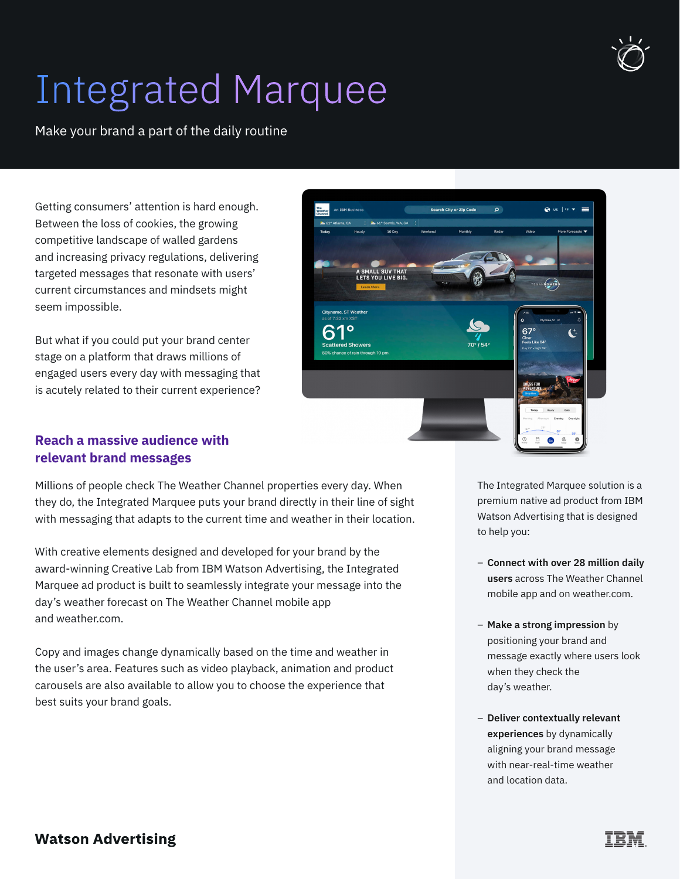# Integrated Marquee

Make your brand a part of the daily routine

Getting consumers' attention is hard enough. Between the loss of cookies, the growing competitive landscape of walled gardens and increasing privacy regulations, delivering targeted messages that resonate with users' current circumstances and mindsets might seem impossible.

But what if you could put your brand center stage on a platform that draws millions of engaged users every day with messaging that is acutely related to their current experience?

## Reach a massive audience with relevant brand messages

Millions of people check The Weather Channel properties every day. When they do, the Integrated Marquee puts your brand directly in their line of sight with messaging that adapts to the current time and weather in their location.

With creative elements designed and developed for your brand by the award-winning Creative Lab from IBM Watson Advertising, the Integrated Marquee ad product is built to seamlessly integrate your message into the day's weather forecast on The Weather Channel mobile app and weather.com.

Copy and images change dynamically based on the time and weather in the user's area. Features such as video playback, animation and product carousels are also available to allow you to choose the experience that best suits your brand goals.

The Integrated Marquee solution is a premium native ad product from IBM Watson Advertising that is designed to help you:

- **Connect with over 28 million daily users** across The Weather Channel mobile app and on weather.com.
- **Make a strong impression** by positioning your brand and message exactly where users look when they check the day's weather.
- **Deliver contextually relevant experiences** by dynamically aligning your brand message with near-real-time weather and location data.

**Watson Advertising**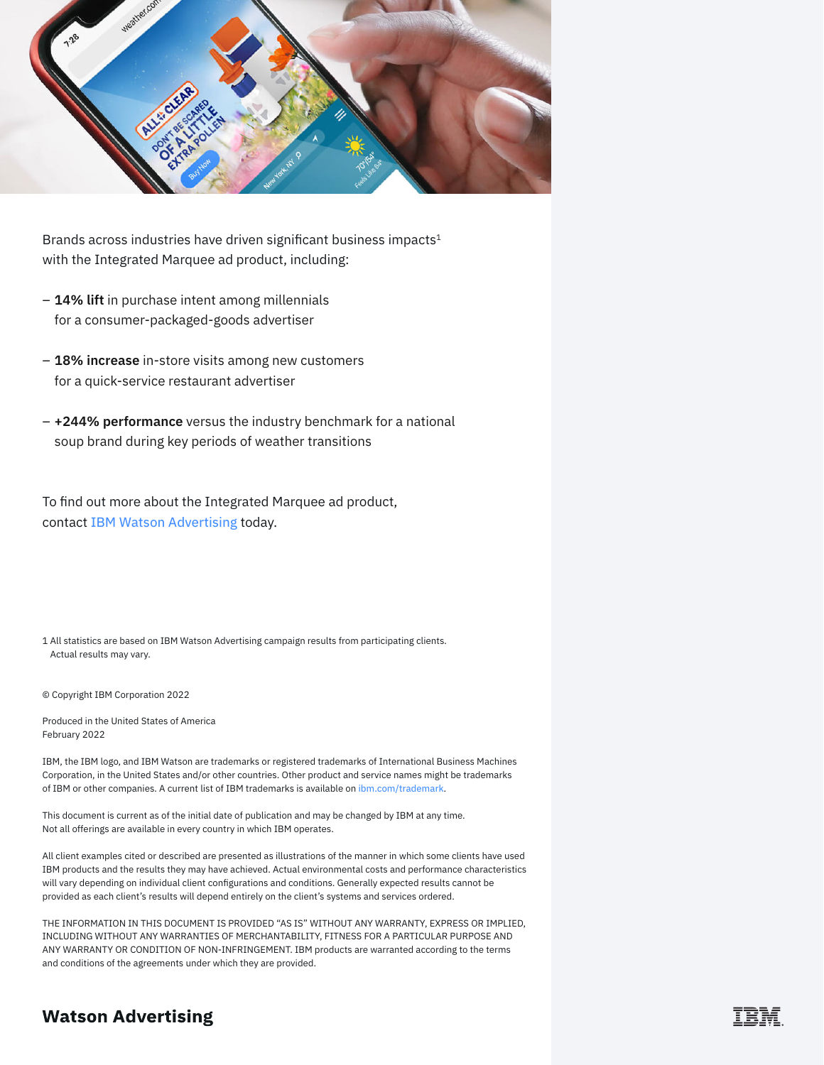Brands across industries have driven significant business impacts[1] with the Integrated Marquee ad product, including:

- **14% lift** in purchase intent among millennials for a consumer-packaged-goods advertiser
- **18% increase** in-store visits among new customers for a quick-service restaurant advertiser
- **+244% performance** versus the industry benchmark for a national soup brand during key periods of weather transitions

To find out more about the Integrated Marquee ad product, contact IBM Watson Advertising today.

1 All statistics are based on IBM Watson Advertising campaign results from participating clients. Actual results may vary.

© Copyright IBM Corporation 2022

Produced in the United States of America
February 2022

IBM, the IBM logo, and IBM Watson are trademarks or registered trademarks of International Business Machines Corporation, in the United States and/or other countries. Other product and service names might be trademarks of IBM or other companies. A current list of IBM trademarks is available on ibm.com/trademark.

This document is current as of the initial date of publication and may be changed by IBM at any time. Not all offerings are available in every country in which IBM operates.

All client examples cited or described are presented as illustrations of the manner in which some clients have used IBM products and the results they may have achieved. Actual environmental costs and performance characteristics will vary depending on individual client configurations and conditions. Generally expected results cannot be provided as each client's results will depend entirely on the client's systems and services ordered.

THE INFORMATION IN THIS DOCUMENT IS PROVIDED "AS IS" WITHOUT ANY WARRANTY, EXPRESS OR IMPLIED, INCLUDING WITHOUT ANY WARRANTIES OF MERCHANTABILITY, FITNESS FOR A PARTICULAR PURPOSE AND ANY WARRANTY OR CONDITION OF NON-INFRINGEMENT. IBM products are warranted according to the terms and conditions of the agreements under which they are provided.

**Watson Advertising**

IBM